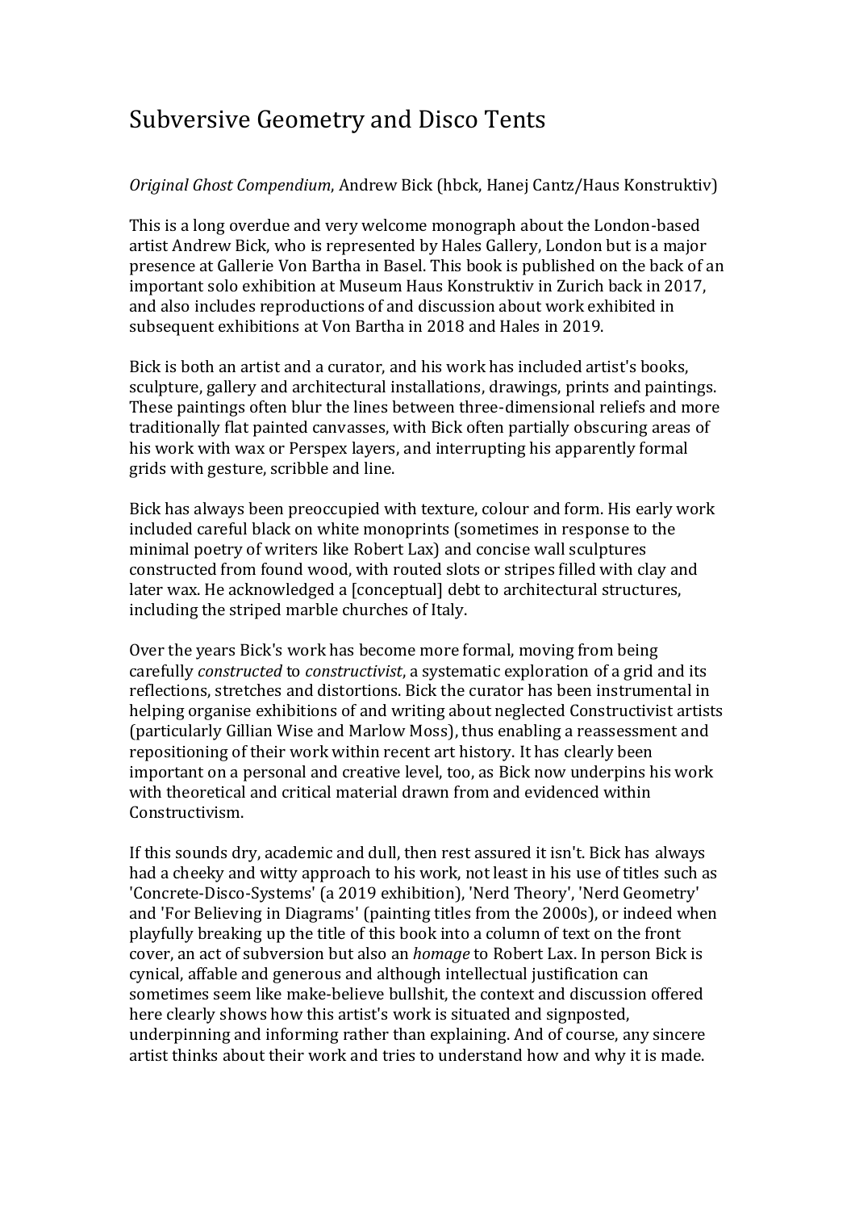# Subversive Geometry and Disco Tents

*Original Ghost Compendium*, Andrew Bick (hbck, Hanej Cantz/Haus Konstruktiv)

This is a long overdue and very welcome monograph about the London-based artist Andrew Bick, who is represented by Hales Gallery, London but is a major presence at Gallerie Von Bartha in Basel. This book is published on the back of an important solo exhibition at Museum Haus Konstruktiv in Zurich back in 2017, and also includes reproductions of and discussion about work exhibited in subsequent exhibitions at Von Bartha in 2018 and Hales in 2019.

Bick is both an artist and a curator, and his work has included artist's books, sculpture, gallery and architectural installations, drawings, prints and paintings. These paintings often blur the lines between three-dimensional reliefs and more traditionally flat painted canvasses, with Bick often partially obscuring areas of his work with wax or Perspex layers, and interrupting his apparently formal grids with gesture, scribble and line.

Bick has always been preoccupied with texture, colour and form. His early work included careful black on white monoprints (sometimes in response to the minimal poetry of writers like Robert Lax) and concise wall sculptures constructed from found wood, with routed slots or stripes filled with clay and later wax. He acknowledged a [conceptual] debt to architectural structures, including the striped marble churches of Italy.

Over the years Bick's work has become more formal, moving from being carefully *constructed* to *constructivist*, a systematic exploration of a grid and its reflections, stretches and distortions. Bick the curator has been instrumental in helping organise exhibitions of and writing about neglected Constructivist artists (particularly Gillian Wise and Marlow Moss), thus enabling a reassessment and repositioning of their work within recent art history. It has clearly been important on a personal and creative level, too, as Bick now underpins his work with theoretical and critical material drawn from and evidenced within Constructivism.

If this sounds dry, academic and dull, then rest assured it isn't. Bick has always had a cheeky and witty approach to his work, not least in his use of titles such as 'Concrete-Disco-Systems' (a 2019 exhibition), 'Nerd Theory', 'Nerd Geometry' and 'For Believing in Diagrams' (painting titles from the 2000s), or indeed when playfully breaking up the title of this book into a column of text on the front cover, an act of subversion but also an *homage* to Robert Lax. In person Bick is cynical, affable and generous and although intellectual justification can sometimes seem like make-believe bullshit, the context and discussion offered here clearly shows how this artist's work is situated and signposted, underpinning and informing rather than explaining. And of course, any sincere artist thinks about their work and tries to understand how and why it is made.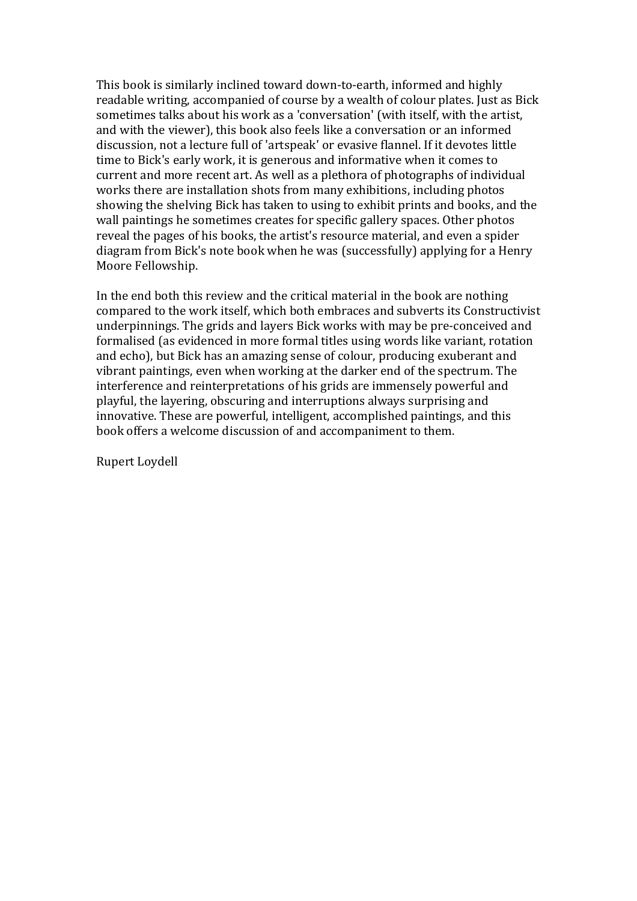This book is similarly inclined toward down-to-earth, informed and highly readable writing, accompanied of course by a wealth of colour plates. Just as Bick sometimes talks about his work as a 'conversation' (with itself, with the artist, and with the viewer), this book also feels like a conversation or an informed discussion, not a lecture full of 'artspeak' or evasive flannel. If it devotes little time to Bick's early work, it is generous and informative when it comes to current and more recent art. As well as a plethora of photographs of individual works there are installation shots from many exhibitions, including photos showing the shelving Bick has taken to using to exhibit prints and books, and the wall paintings he sometimes creates for specific gallery spaces. Other photos reveal the pages of his books, the artist's resource material, and even a spider diagram from Bick's note book when he was (successfully) applying for a Henry Moore Fellowship.

In the end both this review and the critical material in the book are nothing compared to the work itself, which both embraces and subverts its Constructivist underpinnings. The grids and layers Bick works with may be pre-conceived and formalised (as evidenced in more formal titles using words like variant, rotation and echo), but Bick has an amazing sense of colour, producing exuberant and vibrant paintings, even when working at the darker end of the spectrum. The interference and reinterpretations of his grids are immensely powerful and playful, the layering, obscuring and interruptions always surprising and innovative. These are powerful, intelligent, accomplished paintings, and this book offers a welcome discussion of and accompaniment to them.

Rupert Loydell